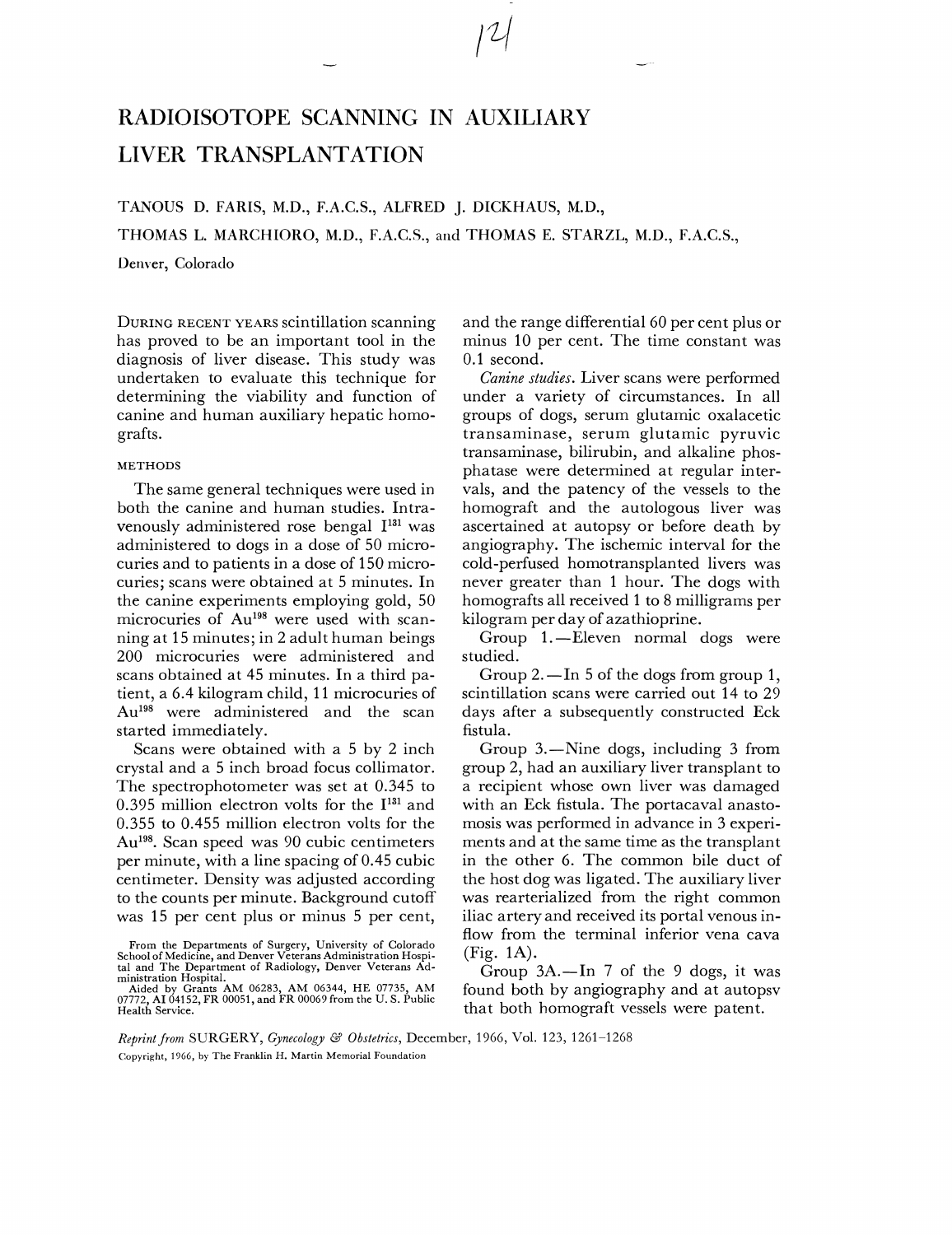# RADIOISOTOPE SCANNING IN AUXILIARY LIVER TRANSPLANTATION

TANOUS D. FARIS, M.D., F.A.C.S., ALFRED J. DICKHAUS, M.D., THOMAS L. MARCHIORO, M.D., F.A.C.S., and THOMAS E. STARZL, M.D., F.A.C.S.,

Denver, Colorado

DURING RECENT YEARS scintillation scanning has proved to be an important tool in the diagnosis of liver disease. This study was undertaken to evaluate this technique for determining the viability and function of canine and human auxiliary hepatic homografts.

## METHODS

The same general techniques were used in both the canine and human studies. Intravenously administered rose bengal $I^{131}$ was administered to dogs in a dose of 50 microcuries and to patients in a dose of 150 microcuries; scans were obtained at 5 minutes. In the canine experiments employing gold, 50 microcuries of $Au^{198}$ were used with scanning at 15 minutes; in 2 adult human beings 200 microcuries were administered and scans obtained at 45 minutes. In a third patient, a 6.4 kilogram child, 11 microcuries of $Au^{198}$ were administered and the scan started immediately.

Scans were obtained with a 5 by 2 inch crystal and a 5 inch broad focus collimator. The spectrophotometer was set at 0.345 to 0.395 million electron volts for the $I^{131}$ and 0.355 to 0.455 million electron volts for the $Au^{198}$. Scan speed was 90 cubic centimeters per minute, with a line spacing of 0.45 cubic centimeter. Density was adjusted according to the counts per minute. Background cutoff was 15 per cent plus or minus 5 per cent, and the range differential 60 per cent plus or minus 10 per cent. The time constant was 0.1 second.

*Canine studies.* Liver scans were performed under a variety of circumstances. In all groups of dogs, serum glutamic oxalacetic transaminase, serum glutamic pyruvic transaminase, bilirubin, and alkaline phosphatase were determined at regular intervals, and the patency of the vessels to the homograft and the autologous liver was ascertained at autopsy or before death by angiography. The ischemic interval for the cold-perfused homotransplanted livers was never greater than 1 hour. The dogs with homografts all received 1 to 8 milligrams per kilogram per day of azathioprine.

Group 1.—Eleven normal dogs were studied.

Group 2.—In 5 of the dogs from group 1, scintillation scans were carried out 14 to 29 days after a subsequently constructed Eck fistula.

Group 3.—Nine dogs, including 3 from group 2, had an auxiliary liver transplant to a recipient whose own liver was damaged with an Eck fistula. The portacaval anastomosis was performed in advance in 3 experiments and at the same time as the transplant in the other 6. The common bile duct of the host dog was ligated. The auxiliary liver was rearterialized from the right common iliac artery and received its portal venous inflow from the terminal inferior vena cava (Fig. 1A).

Group 3A.—In 7 of the 9 dogs, it was found both by angiography and at autopsv that both homograft vessels were patent.

From the Departments of Surgery, University of Colorado School of Medicine, and Denver Veterans Administration Hospital and The Department of Radiology, Denver Veterans Administration Hospital.

Aided by Grants AM 06283, AM 06344, HE 07735, AM 07772, AI 04152, FR 00051, and FR 00069 from the U. S. Public Health Service.

*Reprint from* SURGERY, *Gynecology & Obstetrics*, December, 1966, Vol. 123, 1261-1268

Copyright, 1966, by The Franklin H. Martin Memorial Foundation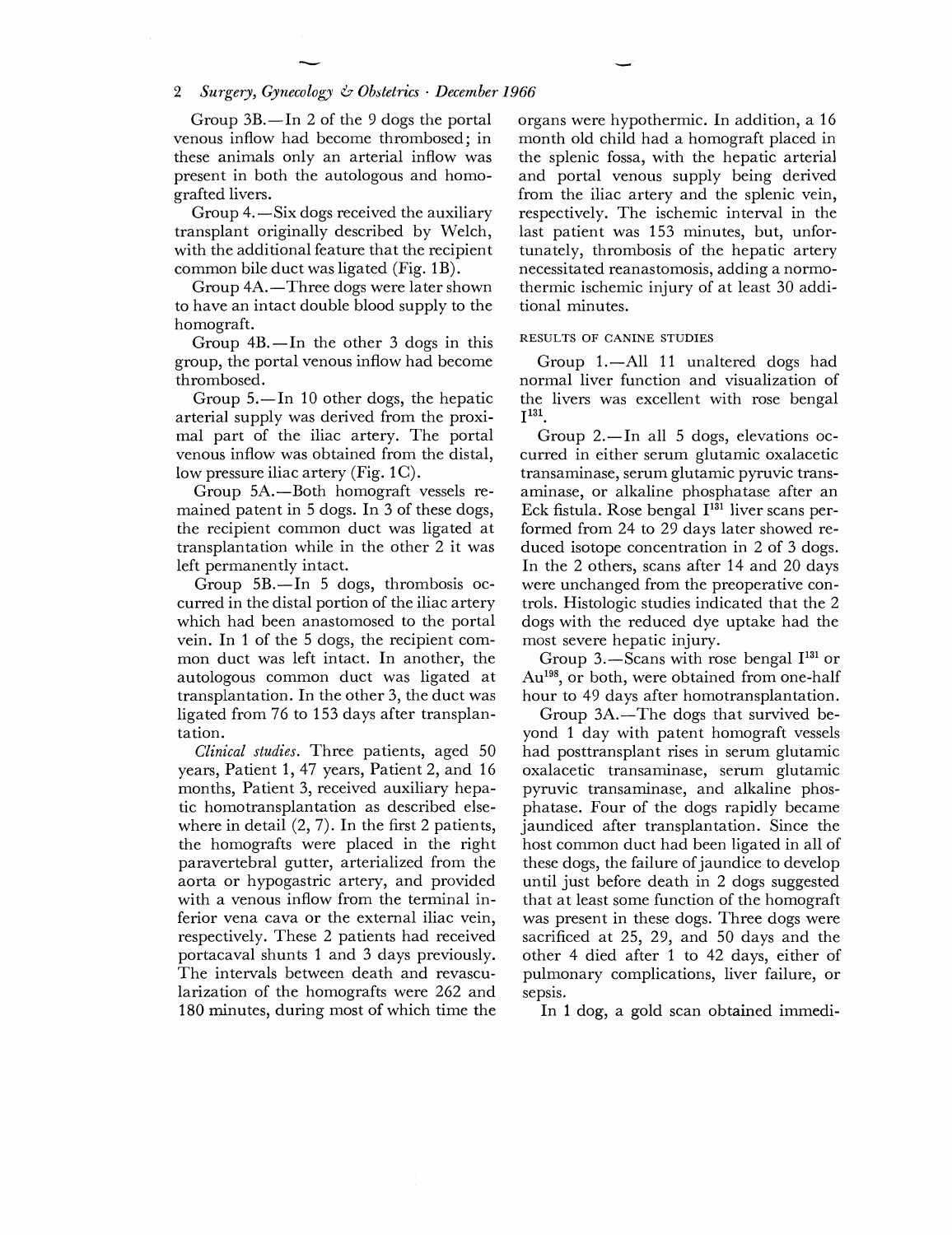Group 3B.—In 2 of the 9 dogs the portal venous inflow had become thrombosed; in these animals only an arterial inflow was present in both the autologous and homografted livers.

Group 4.—Six dogs received the auxiliary transplant originally described by Welch, with the additional feature that the recipient common bile duct was ligated (Fig. 1B).

Group 4A.—Three dogs were later shown to have an intact double blood supply to the homograft.

Group 4B.—In the other 3 dogs in this group, the portal venous inflow had become thrombosed.

Group 5.—In 10 other dogs, the hepatic arterial supply was derived from the proximal part of the iliac artery. The portal venous inflow was obtained from the distal, low pressure iliac artery (Fig. 1C).

Group 5A.—Both homograft vessels remained patent in 5 dogs. In 3 of these dogs, the recipient common duct was ligated at transplantation while in the other 2 it was left permanently intact.

Group 5B.—In 5 dogs, thrombosis occurred in the distal portion of the iliac artery which had been anastomosed to the portal vein. In 1 of the 5 dogs, the recipient common duct was left intact. In another, the autologous common duct was ligated at transplantation. In the other 3, the duct was ligated from 76 to 153 days after transplantation.

*Clinical studies.* Three patients, aged 50 years, Patient 1, 47 years, Patient 2, and 16 months, Patient 3, received auxiliary hepatic homotransplantation as described elsewhere in detail (2, 7). In the first 2 patients, the homografts were placed in the right paravertebral gutter, arterialized from the aorta or hypogastric artery, and provided with a venous inflow from the terminal inferior vena cava or the external iliac vein, respectively. These 2 patients had received portacaval shunts 1 and 3 days previously. The intervals between death and revascularization of the homografts were 262 and 180 minutes, during most of which time the organs were hypothermic. In addition, a 16 month old child had a homograft placed in the splenic fossa, with the hepatic arterial and portal venous supply being derived from the iliac artery and the splenic vein, respectively. The ischemic interval in the last patient was 153 minutes, but, unfortunately, thrombosis of the hepatic artery necessitated reanastomosis, adding a normothermic ischemic injury of at least 30 additional minutes.

## RESULTS OF CANINE STUDIES

Group 1.—All 11 unaltered dogs had normal liver function and visualization of the livers was excellent with rose bengal $I^{131}$.

Group 2.—In all 5 dogs, elevations occurred in either serum glutamic oxalacetic transaminase, serum glutamic pyruvic transaminase, or alkaline phosphatase after an Eck fistula. Rose bengal $I^{131}$ liver scans performed from 24 to 29 days later showed reduced isotope concentration in 2 of 3 dogs. In the 2 others, scans after 14 and 20 days were unchanged from the preoperative controls. Histologic studies indicated that the 2 dogs with the reduced dye uptake had the most severe hepatic injury.

Group 3.—Scans with rose bengal $I^{131}$ or $Au^{198}$, or both, were obtained from one-half hour to 49 days after homotransplantation.

Group 3A.—The dogs that survived beyond 1 day with patent homograft vessels had posttransplant rises in serum glutamic oxalacetic transaminase, serum glutamic pyruvic transaminase, and alkaline phosphatase. Four of the dogs rapidly became jaundiced after transplantation. Since the host common duct had been ligated in all of these dogs, the failure of jaundice to develop until just before death in 2 dogs suggested that at least some function of the homograft was present in these dogs. Three dogs were sacrificed at 25, 29, and 50 days and the other 4 died after 1 to 42 days, either of pulmonary complications, liver failure, or sepsis.

In 1 dog, a gold scan obtained immedi-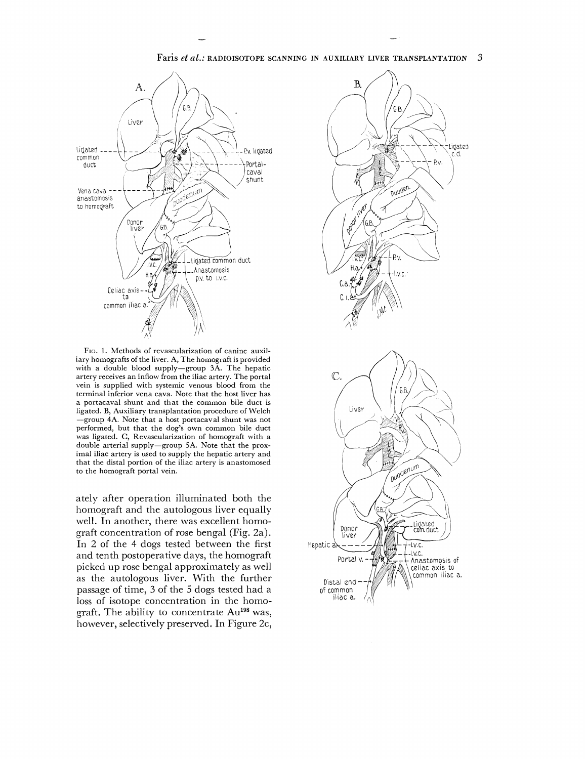FIG. 1. Methods of revascularization of canine auxiliary homografts of the liver. A, The homograft is provided with a double blood supply—group 3A. The hepatic artery receives an inflow from the iliac artery. The portal vein is supplied with systemic venous blood from the terminal inferior vena cava. Note that the host liver has a portacaval shunt and that the common bile duct is ligated. B, Auxiliary transplantation procedure of Welch —group 4A. Note that a host portacaval shunt was not performed, but that the dog's own common bile duct was ligated. C, Revascularization of homograft with a double arterial supply—group 5A. Note that the proximal iliac artery is used to supply the hepatic artery and that the distal portion of the iliac artery is anastomosed to the homograft portal vein.

ately after operation illuminated both the homograft and the autologous liver equally well. In another, there was excellent homograft concentration of rose bengal (Fig. 2a). In 2 of the 4 dogs tested between the first and tenth postoperative days, the homograft picked up rose bengal approximately as well as the autologous liver. With the further passage of time, 3 of the 5 dogs tested had a loss of isotope concentration in the homograft. The ability to concentrate $Au^{198}$ was, however, selectively preserved. In Figure 2c,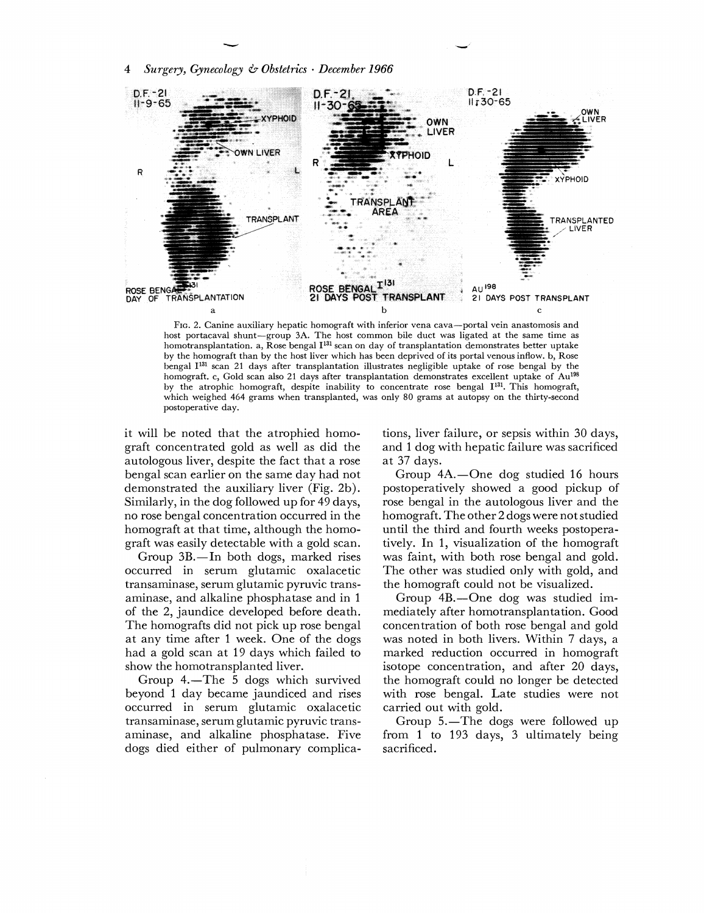FIG. 2. Canine auxiliary hepatic homograft with inferior vena cava—portal vein anastomosis and host portacaval shunt—group 3A. The host common bile duct was ligated at the same time as homotransplantation. a, Rose bengal $I^{131}$ scan on day of transplantation demonstrates better uptake by the homograft than by the host liver which has been deprived of its portal venous inflow. b, Rose bengal $I^{131}$ scan 21 days after transplantation illustrates negligible uptake of rose bengal by the homograft. c, Gold scan also 21 days after transplantation demonstrates excellent uptake of $Au^{198}$ by the atrophic homograft, despite inability to concentrate rose bengal $I^{131}$. This homograft, which weighed 464 grams when transplanted, was only 80 grams at autopsy on the thirty-second postoperative day.

it will be noted that the atrophied homograft concentrated gold as well as did the autologous liver, despite the fact that a rose bengal scan earlier on the same day had not demonstrated the auxiliary liver (Fig. 2b). Similarly, in the dog followed up for 49 days, no rose bengal concentration occurred in the homograft at that time, although the homograft was easily detectable with a gold scan.

Group 3B.—In both dogs, marked rises occurred in serum glutamic oxalacetic transaminase, serum glutamic pyruvic transaminase, and alkaline phosphatase and in 1 of the 2, jaundice developed before death. The homografts did not pick up rose bengal at any time after 1 week. One of the dogs had a gold scan at 19 days which failed to show the homotransplanted liver.

Group 4.—The 5 dogs which survived beyond 1 day became jaundiced and rises occurred in serum glutamic oxalacetic transaminase, serum glutamic pyruvic transaminase, and alkaline phosphatase. Five dogs died either of pulmonary complications, liver failure, or sepsis within 30 days, and 1 dog with hepatic failure was sacrificed at 37 days.

Group 4A.—One dog studied 16 hours postoperatively showed a good pickup of rose bengal in the autologous liver and the homograft. The other 2 dogs were not studied until the third and fourth weeks postoperatively. In 1, visualization of the homograft was faint, with both rose bengal and gold. The other was studied only with gold, and the homograft could not be visualized.

Group 4B.—One dog was studied immediately after homotransplantation. Good concentration of both rose bengal and gold was noted in both livers. Within 7 days, a marked reduction occurred in homograft isotope concentration, and after 20 days, the homograft could no longer be detected with rose bengal. Late studies were not carried out with gold.

Group 5.—The dogs were followed up from 1 to 193 days, 3 ultimately being sacrificed.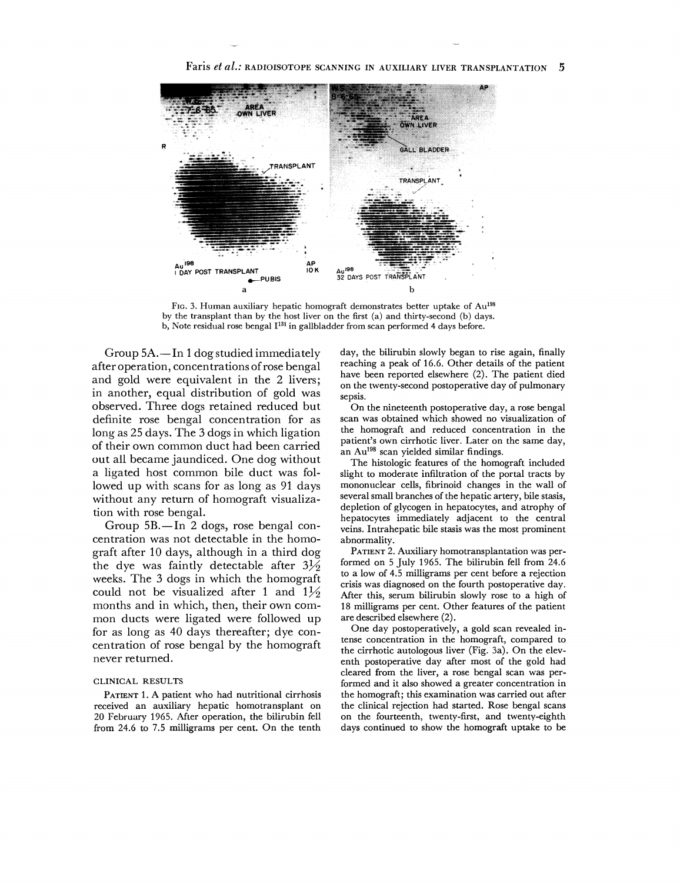FIG. 3. Human auxiliary hepatic homograft demonstrates better uptake of $Au^{198}$ by the transplant than by the host liver on the first (a) and thirty-second (b) days. b, Note residual rose bengal $I^{131}$ in gallbladder from scan performed 4 days before.

Group 5A.—In 1 dog studied immediately after operation, concentrations of rose bengal and gold were equivalent in the 2 livers; in another, equal distribution of gold was observed. Three dogs retained reduced but definite rose bengal concentration for as long as 25 days. The 3 dogs in which ligation of their own common duct had been carried out all became jaundiced. One dog without a ligated host common bile duct was followed up with scans for as long as 91 days without any return of homograft visualization with rose bengal.

Group 5B.—In 2 dogs, rose bengal concentration was not detectable in the homograft after 10 days, although in a third dog the dye was faintly detectable after 3½ weeks. The 3 dogs in which the homograft could not be visualized after 1 and 1½ months and in which, then, their own common ducts were ligated were followed up for as long as 40 days thereafter; dye concentration of rose bengal by the homograft never returned.

## CLINICAL RESULTS

PATIENT 1. A patient who had nutritional cirrhosis received an auxiliary hepatic homotransplant on 20 February 1965. After operation, the bilirubin fell from 24.6 to 7.5 milligrams per cent. On the tenth day, the bilirubin slowly began to rise again, finally reaching a peak of 16.6. Other details of the patient have been reported elsewhere (2). The patient died on the twenty-second postoperative day of pulmonary sepsis.

On the nineteenth postoperative day, a rose bengal scan was obtained which showed no visualization of the homograft and reduced concentration in the patient's own cirrhotic liver. Later on the same day, an $Au^{198}$ scan yielded similar findings.

The histologic features of the homograft included slight to moderate infiltration of the portal tracts by mononuclear cells, fibrinoid changes in the wall of several small branches of the hepatic artery, bile stasis, depletion of glycogen in hepatocytes, and atrophy of hepatocytes immediately adjacent to the central veins. Intrahepatic bile stasis was the most prominent abnormality.

PATIENT 2. Auxiliary homotransplantation was performed on 5 July 1965. The bilirubin fell from 24.6 to a low of 4.5 milligrams per cent before a rejection crisis was diagnosed on the fourth postoperative day. After this, serum bilirubin slowly rose to a high of 18 milligrams per cent. Other features of the patient are described elsewhere (2).

One day postoperatively, a gold scan revealed intense concentration in the homograft, compared to the cirrhotic autologous liver (Fig. 3a). On the eleventh postoperative day after most of the gold had cleared from the liver, a rose bengal scan was performed and it also showed a greater concentration in the homograft; this examination was carried out after the clinical rejection had started. Rose bengal scans on the fourteenth, twenty-first, and twenty-eighth days continued to show the homograft uptake to be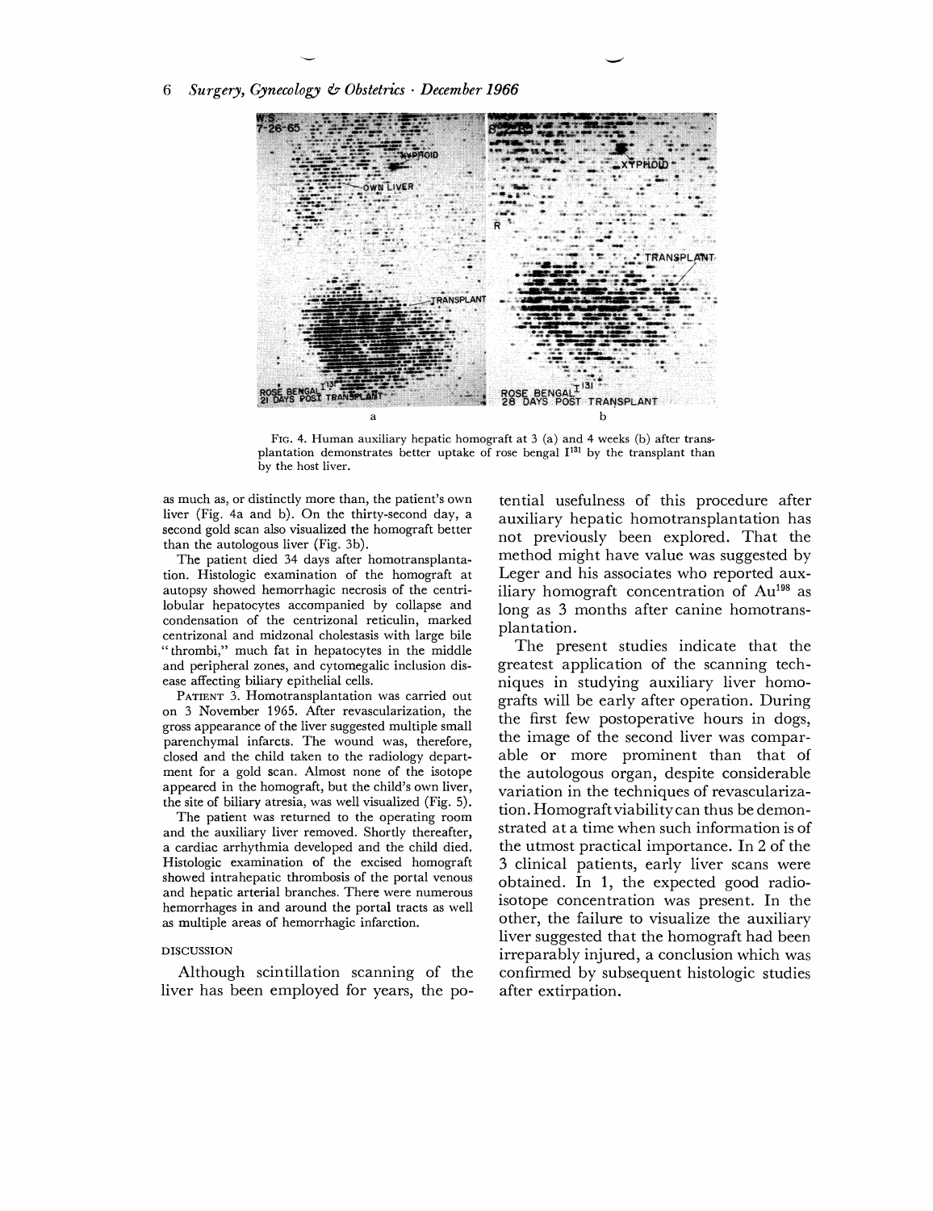FIG. 4. Human auxiliary hepatic homograft at 3 (a) and 4 weeks (b) after transplantation demonstrates better uptake of rose bengal $I^{131}$ by the transplant than by the host liver.

as much as, or distinctly more than, the patient's own liver (Fig. 4a and b). On the thirty-second day, a second gold scan also visualized the homograft better than the autologous liver (Fig. 3b).

The patient died 34 days after homotransplantation. Histologic examination of the homograft at autopsy showed hemorrhagic necrosis of the centrilobular hepatocytes accompanied by collapse and condensation of the centrizonal reticulin, marked centrizonal and midzonal cholestasis with large bile "thrombi," much fat in hepatocytes in the middle and peripheral zones, and cytomegalic inclusion disease affecting biliary epithelial cells.

PATIENT 3. Homotransplantation was carried out on 3 November 1965. After revascularization, the gross appearance of the liver suggested multiple small parenchymal infarcts. The wound was, therefore, closed and the child taken to the radiology department for a gold scan. Almost none of the isotope appeared in the homograft, but the child's own liver, the site of biliary atresia, was well visualized (Fig. 5).

The patient was returned to the operating room and the auxiliary liver removed. Shortly thereafter, a cardiac arrhythmia developed and the child died. Histologic examination of the excised homograft showed intrahepatic thrombosis of the portal venous and hepatic arterial branches. There were numerous hemorrhages in and around the portal tracts as well as multiple areas of hemorrhagic infarction.

## DISCUSSION

Although scintillation scanning of the liver has been employed for years, the potential usefulness of this procedure after auxiliary hepatic homotransplantation has not previously been explored. That the method might have value was suggested by Leger and his associates who reported auxiliary homograft concentration of $Au^{198}$ as long as 3 months after canine homotransplantation.

The present studies indicate that the greatest application of the scanning techniques in studying auxiliary liver homografts will be early after operation. During the first few postoperative hours in dogs, the image of the second liver was comparable or more prominent than that of the autologous organ, despite considerable variation in the techniques of revascularization. Homograft viability can thus be demonstrated at a time when such information is of the utmost practical importance. In 2 of the 3 clinical patients, early liver scans were obtained. In 1, the expected good radioisotope concentration was present. In the other, the failure to visualize the auxiliary liver suggested that the homograft had been irreparably injured, a conclusion which was confirmed by subsequent histologic studies after extirpation.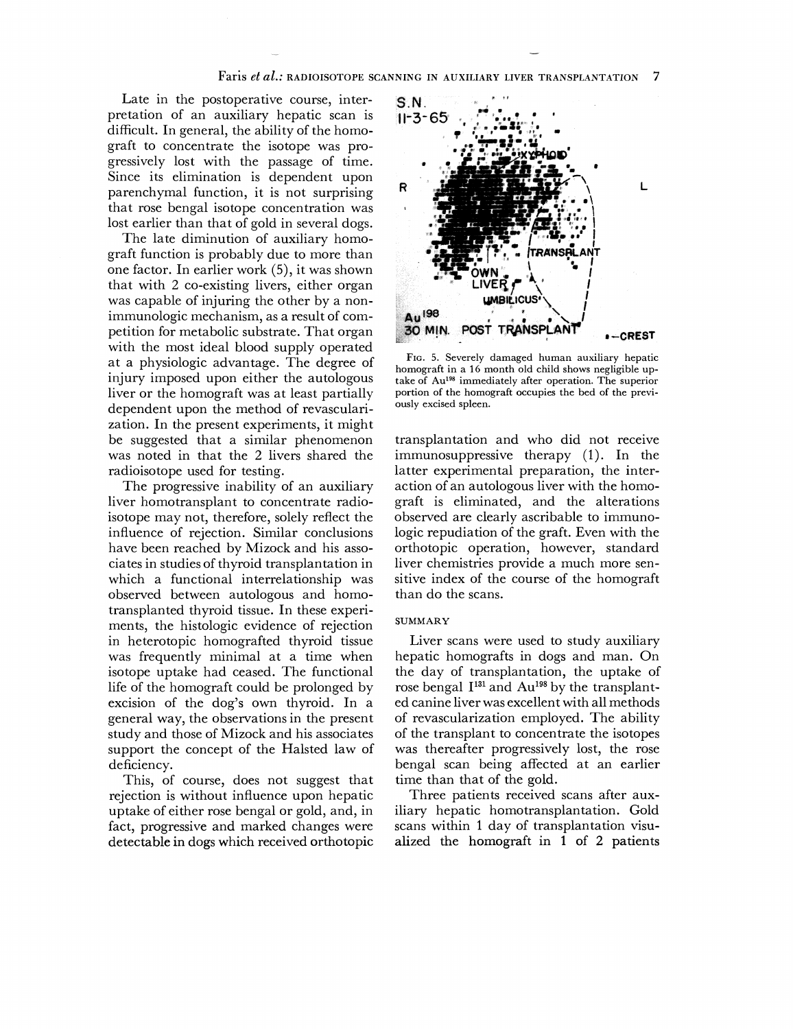Late in the postoperative course, interpretation of an auxiliary hepatic scan is difficult. In general, the ability of the homograft to concentrate the isotope was progressively lost with the passage of time. Since its elimination is dependent upon parenchymal function, it is not surprising that rose bengal isotope concentration was lost earlier than that of gold in several dogs.

The late diminution of auxiliary homograft function is probably due to more than one factor. In earlier work (5), it was shown that with 2 co-existing livers, either organ was capable of injuring the other by a nonimmunologic mechanism, as a result of competition for metabolic substrate. That organ with the most ideal blood supply operated at a physiologic advantage. The degree of injury imposed upon either the autologous liver or the homograft was at least partially dependent upon the method of revascularization. In the present experiments, it might be suggested that a similar phenomenon was noted in that the 2 livers shared the radioisotope used for testing.

The progressive inability of an auxiliary liver homotransplant to concentrate radioisotope may not, therefore, solely reflect the influence of rejection. Similar conclusions have been reached by Mizock and his associates in studies of thyroid transplantation in which a functional interrelationship was observed between autologous and homotransplanted thyroid tissue. In these experiments, the histologic evidence of rejection in heterotopic homografted thyroid tissue was frequently minimal at a time when isotope uptake had ceased. The functional life of the homograft could be prolonged by excision of the dog's own thyroid. In a general way, the observations in the present study and those of Mizock and his associates support the concept of the Halsted law of deficiency.

This, of course, does not suggest that rejection is without influence upon hepatic uptake of either rose bengal or gold, and, in fact, progressive and marked changes were detectable in dogs which received orthotopic transplantation and who did not receive immunosuppressive therapy (1). In the latter experimental preparation, the interaction of an autologous liver with the homograft is eliminated, and the alterations observed are clearly ascribable to immunologic repudiation of the graft. Even with the orthotopic operation, however, standard liver chemistries provide a much more sensitive index of the course of the homograft than do the scans.

FIG. 5. Severely damaged human auxiliary hepatic homograft in a 16 month old child shows negligible uptake of $Au^{198}$ immediately after operation. The superior portion of the homograft occupies the bed of the previously excised spleen.

## SUMMARY

Liver scans were used to study auxiliary hepatic homografts in dogs and man. On the day of transplantation, the uptake of rose bengal $I^{131}$ and $Au^{198}$ by the transplanted canine liver was excellent with all methods of revascularization employed. The ability of the transplant to concentrate the isotopes was thereafter progressively lost, the rose bengal scan being affected at an earlier time than that of the gold.

Three patients received scans after auxiliary hepatic homotransplantation. Gold scans within 1 day of transplantation visualized the homograft in 1 of 2 patients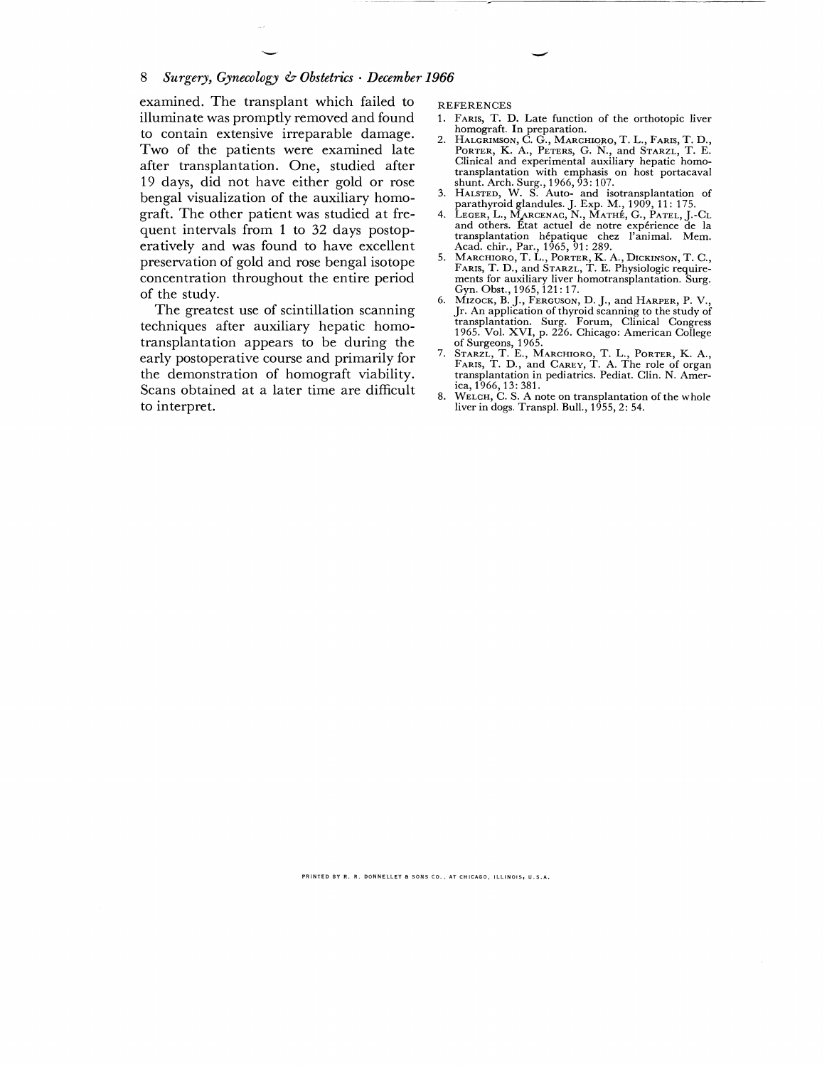examined. The transplant which failed to illuminate was promptly removed and found to contain extensive irreparable damage. Two of the patients were examined late after transplantation. One, studied after 19 days, did not have either gold or rose bengal visualization of the auxiliary homograft. The other patient was studied at frequent intervals from 1 to 32 days postoperatively and was found to have excellent preservation of gold and rose bengal isotope concentration throughout the entire period of the study.

The greatest use of scintillation scanning techniques after auxiliary hepatic homotransplantation appears to be during the early postoperative course and primarily for the demonstration of homograft viability. Scans obtained at a later time are difficult to interpret.

REFERENCES

1. Faris, T. D. Late function of the orthotopic liver homograft. In preparation.
2. Halgrimson, C. G., Marchioro, T. L., Faris, T. D., Porter, K. A., Peters, G. N., and Starzl, T. E. Clinical and experimental auxiliary hepatic homotransplantation with emphasis on host portacaval shunt. Arch. Surg., 1966, 93: 107.
3. Halsted, W. S. Auto- and isotransplantation of parathyroid glandules. J. Exp. M., 1909, 11: 175.
4. Leger, L., Marcenac, N., Mathé, G., Patel, J.-Cl and others. État actuel de notre expérience de la transplantation hépatique chez l'animal. Mem. Acad. chir., Par., 1965, 91: 289.
5. Marchioro, T. L., Porter, K. A., Dickinson, T. C., Faris, T. D., and Starzl, T. E. Physiologic requirements for auxiliary liver homotransplantation. Surg. Gyn. Obst., 1965, 121: 17.
6. Mizock, B. J., Ferguson, D. J., and Harper, P. V., Jr. An application of thyroid scanning to the study of transplantation. Surg. Forum, Clinical Congress 1965. Vol. XVI, p. 226. Chicago: American College of Surgeons, 1965.
7. Starzl, T. E., Marchioro, T. L., Porter, K. A., Faris, T. D., and Carey, T. A. The role of organ transplantation in pediatrics. Pediat. Clin. N. America, 1966, 13: 381.
8. Welch, C. S. A note on transplantation of the whole liver in dogs. Transpl. Bull., 1955, 2: 54.

PRINTED BY R. R. DONNELLEY & SONS CO., AT CHICAGO, ILLINOIS, U.S.A.